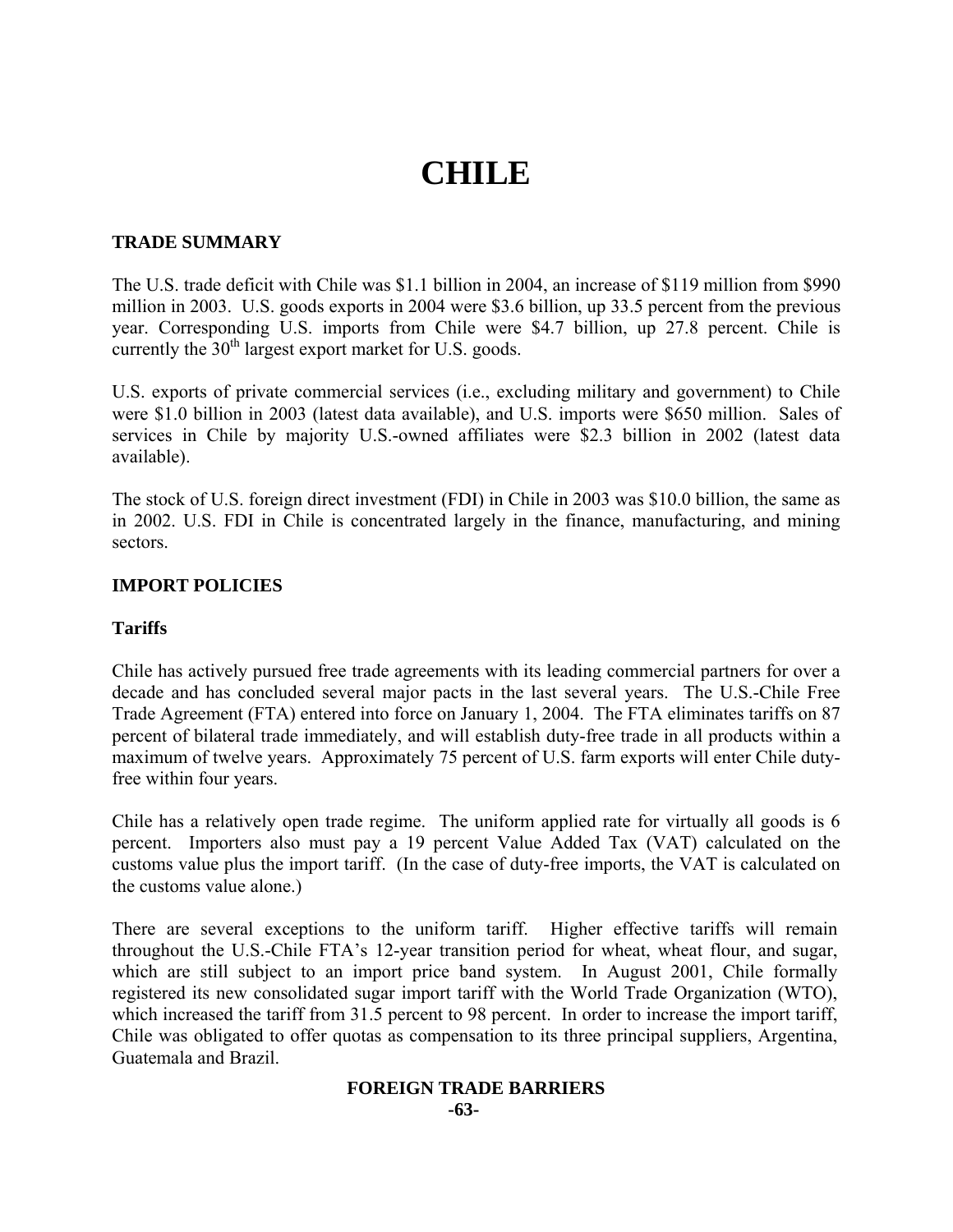# CHILE

## TRADE SUMMARY

The U.S. trade deficit with Chile was $1.1 billion in 2004, an increase of $119 million from $990 million in 2003. U.S. goods exports in 2004 were $3.6 billion, up 33.5 percent from the previous year. Corresponding U.S. imports from Chile were $4.7 billion, up 27.8 percent. Chile is currently the 30th largest export market for U.S. goods.

U.S. exports of private commercial services (i.e., excluding military and government) to Chile were $1.0 billion in 2003 (latest data available), and U.S. imports were $650 million. Sales of services in Chile by majority U.S.-owned affiliates were $2.3 billion in 2002 (latest data available).

The stock of U.S. foreign direct investment (FDI) in Chile in 2003 was $10.0 billion, the same as in 2002. U.S. FDI in Chile is concentrated largely in the finance, manufacturing, and mining sectors.

## IMPORT POLICIES

### Tariffs

Chile has actively pursued free trade agreements with its leading commercial partners for over a decade and has concluded several major pacts in the last several years. The U.S.-Chile Free Trade Agreement (FTA) entered into force on January 1, 2004. The FTA eliminates tariffs on 87 percent of bilateral trade immediately, and will establish duty-free trade in all products within a maximum of twelve years. Approximately 75 percent of U.S. farm exports will enter Chile duty-free within four years.

Chile has a relatively open trade regime. The uniform applied rate for virtually all goods is 6 percent. Importers also must pay a 19 percent Value Added Tax (VAT) calculated on the customs value plus the import tariff. (In the case of duty-free imports, the VAT is calculated on the customs value alone.)

There are several exceptions to the uniform tariff. Higher effective tariffs will remain throughout the U.S.-Chile FTA's 12-year transition period for wheat, wheat flour, and sugar, which are still subject to an import price band system. In August 2001, Chile formally registered its new consolidated sugar import tariff with the World Trade Organization (WTO), which increased the tariff from 31.5 percent to 98 percent. In order to increase the import tariff, Chile was obligated to offer quotas as compensation to its three principal suppliers, Argentina, Guatemala and Brazil.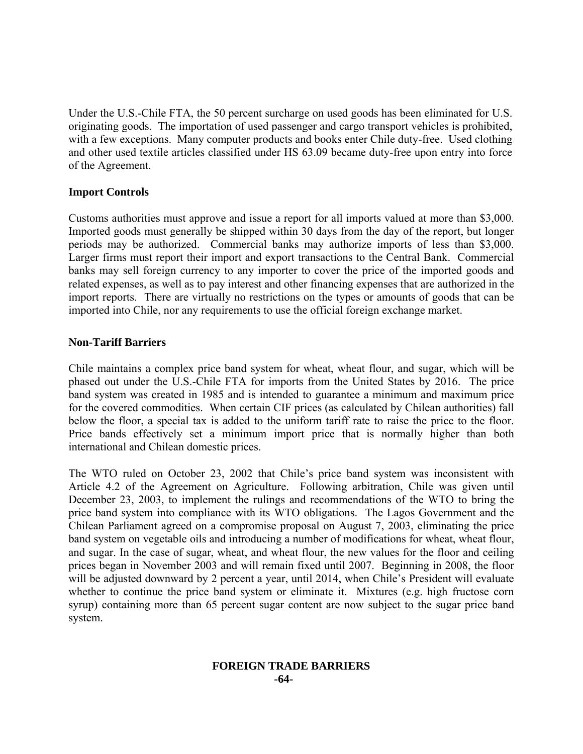Under the U.S.-Chile FTA, the 50 percent surcharge on used goods has been eliminated for U.S. originating goods. The importation of used passenger and cargo transport vehicles is prohibited, with a few exceptions. Many computer products and books enter Chile duty-free. Used clothing and other used textile articles classified under HS 63.09 became duty-free upon entry into force of the Agreement.

**Import Controls**

Customs authorities must approve and issue a report for all imports valued at more than \$3,000. Imported goods must generally be shipped within 30 days from the day of the report, but longer periods may be authorized. Commercial banks may authorize imports of less than \$3,000. Larger firms must report their import and export transactions to the Central Bank. Commercial banks may sell foreign currency to any importer to cover the price of the imported goods and related expenses, as well as to pay interest and other financing expenses that are authorized in the import reports. There are virtually no restrictions on the types or amounts of goods that can be imported into Chile, nor any requirements to use the official foreign exchange market.

**Non-Tariff Barriers**

Chile maintains a complex price band system for wheat, wheat flour, and sugar, which will be phased out under the U.S.-Chile FTA for imports from the United States by 2016. The price band system was created in 1985 and is intended to guarantee a minimum and maximum price for the covered commodities. When certain CIF prices (as calculated by Chilean authorities) fall below the floor, a special tax is added to the uniform tariff rate to raise the price to the floor. Price bands effectively set a minimum import price that is normally higher than both international and Chilean domestic prices.

The WTO ruled on October 23, 2002 that Chile's price band system was inconsistent with Article 4.2 of the Agreement on Agriculture. Following arbitration, Chile was given until December 23, 2003, to implement the rulings and recommendations of the WTO to bring the price band system into compliance with its WTO obligations. The Lagos Government and the Chilean Parliament agreed on a compromise proposal on August 7, 2003, eliminating the price band system on vegetable oils and introducing a number of modifications for wheat, wheat flour, and sugar. In the case of sugar, wheat, and wheat flour, the new values for the floor and ceiling prices began in November 2003 and will remain fixed until 2007. Beginning in 2008, the floor will be adjusted downward by 2 percent a year, until 2014, when Chile's President will evaluate whether to continue the price band system or eliminate it. Mixtures (e.g. high fructose corn syrup) containing more than 65 percent sugar content are now subject to the sugar price band system.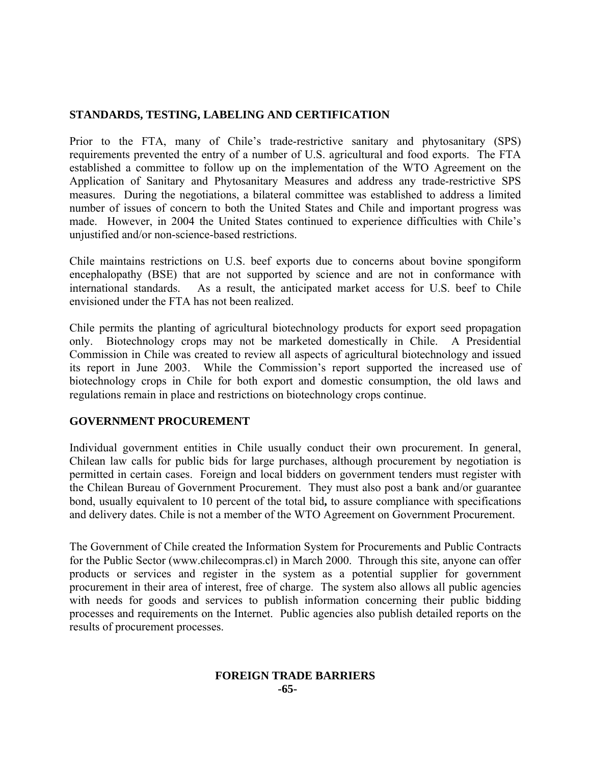## STANDARDS, TESTING, LABELING AND CERTIFICATION

Prior to the FTA, many of Chile's trade-restrictive sanitary and phytosanitary (SPS) requirements prevented the entry of a number of U.S. agricultural and food exports. The FTA established a committee to follow up on the implementation of the WTO Agreement on the Application of Sanitary and Phytosanitary Measures and address any trade-restrictive SPS measures. During the negotiations, a bilateral committee was established to address a limited number of issues of concern to both the United States and Chile and important progress was made. However, in 2004 the United States continued to experience difficulties with Chile's unjustified and/or non-science-based restrictions.

Chile maintains restrictions on U.S. beef exports due to concerns about bovine spongiform encephalopathy (BSE) that are not supported by science and are not in conformance with international standards. As a result, the anticipated market access for U.S. beef to Chile envisioned under the FTA has not been realized.

Chile permits the planting of agricultural biotechnology products for export seed propagation only. Biotechnology crops may not be marketed domestically in Chile. A Presidential Commission in Chile was created to review all aspects of agricultural biotechnology and issued its report in June 2003. While the Commission's report supported the increased use of biotechnology crops in Chile for both export and domestic consumption, the old laws and regulations remain in place and restrictions on biotechnology crops continue.

## GOVERNMENT PROCUREMENT

Individual government entities in Chile usually conduct their own procurement. In general, Chilean law calls for public bids for large purchases, although procurement by negotiation is permitted in certain cases. Foreign and local bidders on government tenders must register with the Chilean Bureau of Government Procurement. They must also post a bank and/or guarantee bond, usually equivalent to 10 percent of the total bid**,** to assure compliance with specifications and delivery dates. Chile is not a member of the WTO Agreement on Government Procurement.

The Government of Chile created the Information System for Procurements and Public Contracts for the Public Sector (www.chilecompras.cl) in March 2000. Through this site, anyone can offer products or services and register in the system as a potential supplier for government procurement in their area of interest, free of charge. The system also allows all public agencies with needs for goods and services to publish information concerning their public bidding processes and requirements on the Internet. Public agencies also publish detailed reports on the results of procurement processes.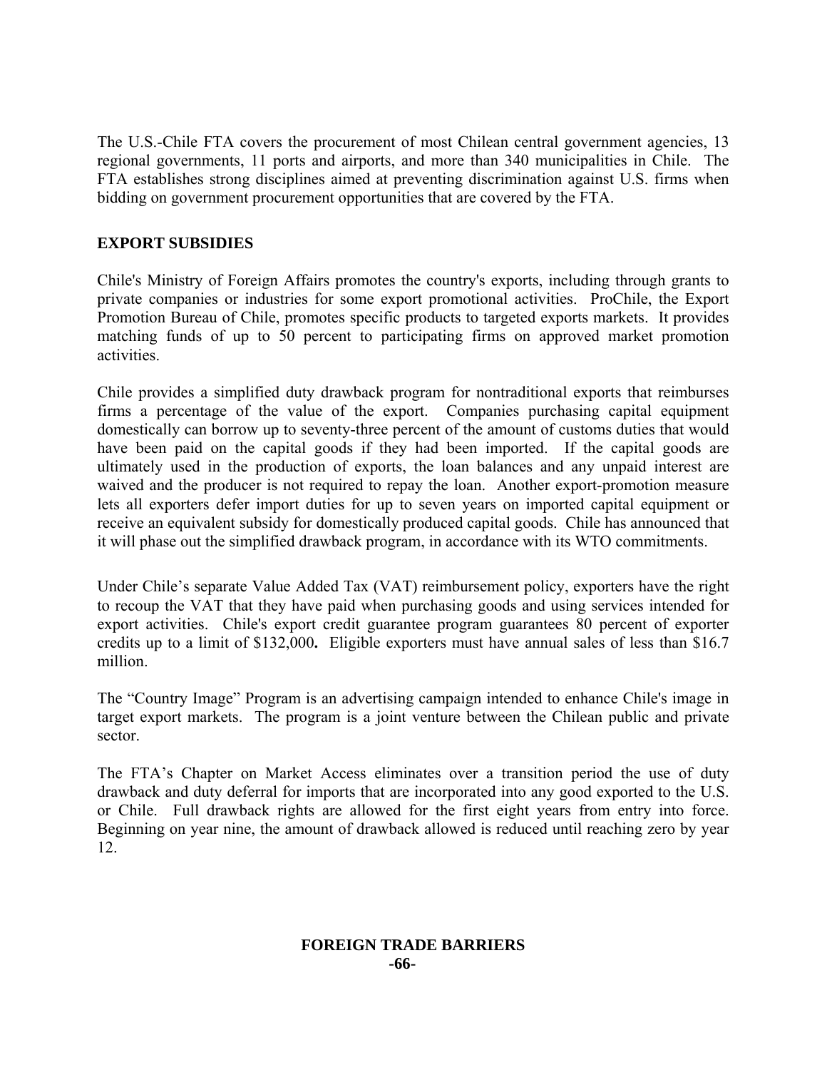The U.S.-Chile FTA covers the procurement of most Chilean central government agencies, 13 regional governments, 11 ports and airports, and more than 340 municipalities in Chile. The FTA establishes strong disciplines aimed at preventing discrimination against U.S. firms when bidding on government procurement opportunities that are covered by the FTA.

## EXPORT SUBSIDIES

Chile's Ministry of Foreign Affairs promotes the country's exports, including through grants to private companies or industries for some export promotional activities. ProChile, the Export Promotion Bureau of Chile, promotes specific products to targeted exports markets. It provides matching funds of up to 50 percent to participating firms on approved market promotion activities.

Chile provides a simplified duty drawback program for nontraditional exports that reimburses firms a percentage of the value of the export. Companies purchasing capital equipment domestically can borrow up to seventy-three percent of the amount of customs duties that would have been paid on the capital goods if they had been imported. If the capital goods are ultimately used in the production of exports, the loan balances and any unpaid interest are waived and the producer is not required to repay the loan. Another export-promotion measure lets all exporters defer import duties for up to seven years on imported capital equipment or receive an equivalent subsidy for domestically produced capital goods. Chile has announced that it will phase out the simplified drawback program, in accordance with its WTO commitments.

Under Chile's separate Value Added Tax (VAT) reimbursement policy, exporters have the right to recoup the VAT that they have paid when purchasing goods and using services intended for export activities. Chile's export credit guarantee program guarantees 80 percent of exporter credits up to a limit of $132,000**.** Eligible exporters must have annual sales of less than $16.7 million.

The "Country Image" Program is an advertising campaign intended to enhance Chile's image in target export markets. The program is a joint venture between the Chilean public and private sector.

The FTA's Chapter on Market Access eliminates over a transition period the use of duty drawback and duty deferral for imports that are incorporated into any good exported to the U.S. or Chile. Full drawback rights are allowed for the first eight years from entry into force. Beginning on year nine, the amount of drawback allowed is reduced until reaching zero by year 12.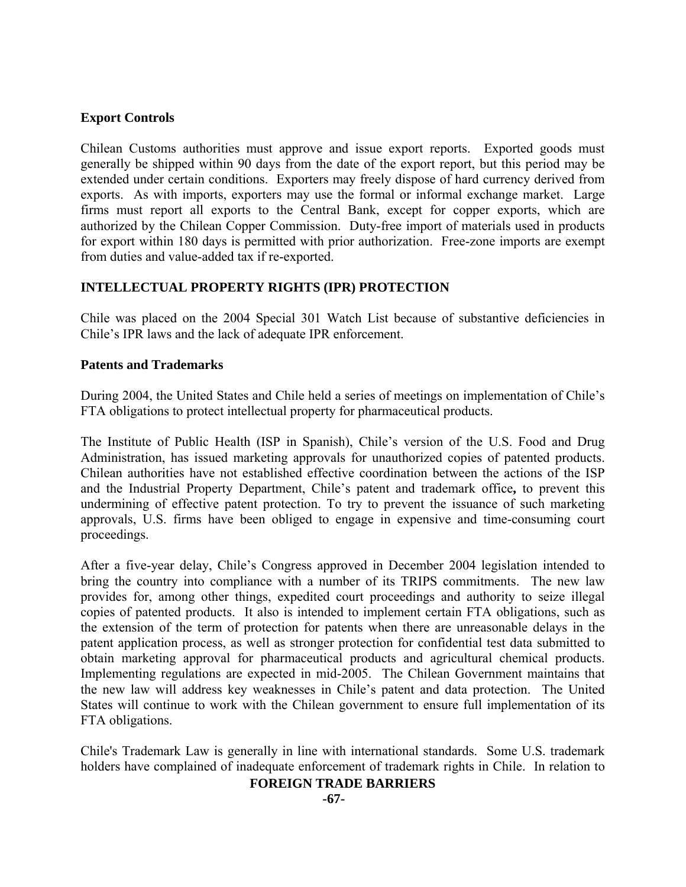### Export Controls

Chilean Customs authorities must approve and issue export reports. Exported goods must generally be shipped within 90 days from the date of the export report, but this period may be extended under certain conditions. Exporters may freely dispose of hard currency derived from exports. As with imports, exporters may use the formal or informal exchange market. Large firms must report all exports to the Central Bank, except for copper exports, which are authorized by the Chilean Copper Commission. Duty-free import of materials used in products for export within 180 days is permitted with prior authorization. Free-zone imports are exempt from duties and value-added tax if re-exported.

## INTELLECTUAL PROPERTY RIGHTS (IPR) PROTECTION

Chile was placed on the 2004 Special 301 Watch List because of substantive deficiencies in Chile's IPR laws and the lack of adequate IPR enforcement.

### Patents and Trademarks

During 2004, the United States and Chile held a series of meetings on implementation of Chile's FTA obligations to protect intellectual property for pharmaceutical products.

The Institute of Public Health (ISP in Spanish), Chile's version of the U.S. Food and Drug Administration, has issued marketing approvals for unauthorized copies of patented products. Chilean authorities have not established effective coordination between the actions of the ISP and the Industrial Property Department, Chile's patent and trademark office**,** to prevent this undermining of effective patent protection. To try to prevent the issuance of such marketing approvals, U.S. firms have been obliged to engage in expensive and time-consuming court proceedings.

After a five-year delay, Chile's Congress approved in December 2004 legislation intended to bring the country into compliance with a number of its TRIPS commitments. The new law provides for, among other things, expedited court proceedings and authority to seize illegal copies of patented products. It also is intended to implement certain FTA obligations, such as the extension of the term of protection for patents when there are unreasonable delays in the patent application process, as well as stronger protection for confidential test data submitted to obtain marketing approval for pharmaceutical products and agricultural chemical products. Implementing regulations are expected in mid-2005. The Chilean Government maintains that the new law will address key weaknesses in Chile's patent and data protection. The United States will continue to work with the Chilean government to ensure full implementation of its FTA obligations.

Chile's Trademark Law is generally in line with international standards. Some U.S. trademark holders have complained of inadequate enforcement of trademark rights in Chile. In relation to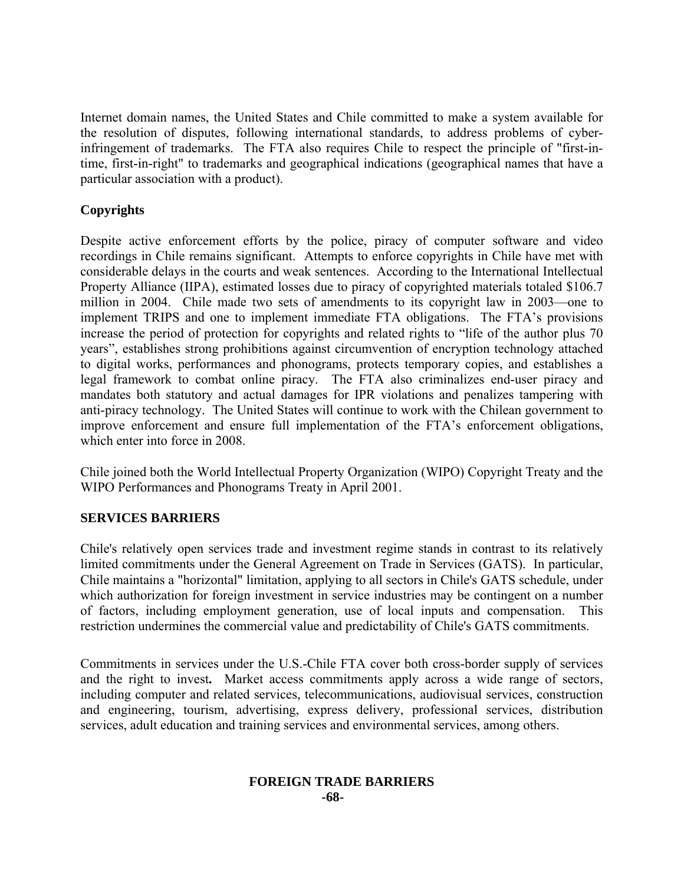Internet domain names, the United States and Chile committed to make a system available for the resolution of disputes, following international standards, to address problems of cyber-infringement of trademarks. The FTA also requires Chile to respect the principle of "first-in-time, first-in-right" to trademarks and geographical indications (geographical names that have a particular association with a product).

### Copyrights

Despite active enforcement efforts by the police, piracy of computer software and video recordings in Chile remains significant. Attempts to enforce copyrights in Chile have met with considerable delays in the courts and weak sentences. According to the International Intellectual Property Alliance (IIPA), estimated losses due to piracy of copyrighted materials totaled $106.7 million in 2004. Chile made two sets of amendments to its copyright law in 2003—one to implement TRIPS and one to implement immediate FTA obligations. The FTA's provisions increase the period of protection for copyrights and related rights to "life of the author plus 70 years", establishes strong prohibitions against circumvention of encryption technology attached to digital works, performances and phonograms, protects temporary copies, and establishes a legal framework to combat online piracy. The FTA also criminalizes end-user piracy and mandates both statutory and actual damages for IPR violations and penalizes tampering with anti-piracy technology. The United States will continue to work with the Chilean government to improve enforcement and ensure full implementation of the FTA's enforcement obligations, which enter into force in 2008.

Chile joined both the World Intellectual Property Organization (WIPO) Copyright Treaty and the WIPO Performances and Phonograms Treaty in April 2001.

## SERVICES BARRIERS

Chile's relatively open services trade and investment regime stands in contrast to its relatively limited commitments under the General Agreement on Trade in Services (GATS). In particular, Chile maintains a "horizontal" limitation, applying to all sectors in Chile's GATS schedule, under which authorization for foreign investment in service industries may be contingent on a number of factors, including employment generation, use of local inputs and compensation. This restriction undermines the commercial value and predictability of Chile's GATS commitments.

Commitments in services under the U.S.-Chile FTA cover both cross-border supply of services and the right to invest**.** Market access commitments apply across a wide range of sectors, including computer and related services, telecommunications, audiovisual services, construction and engineering, tourism, advertising, express delivery, professional services, distribution services, adult education and training services and environmental services, among others.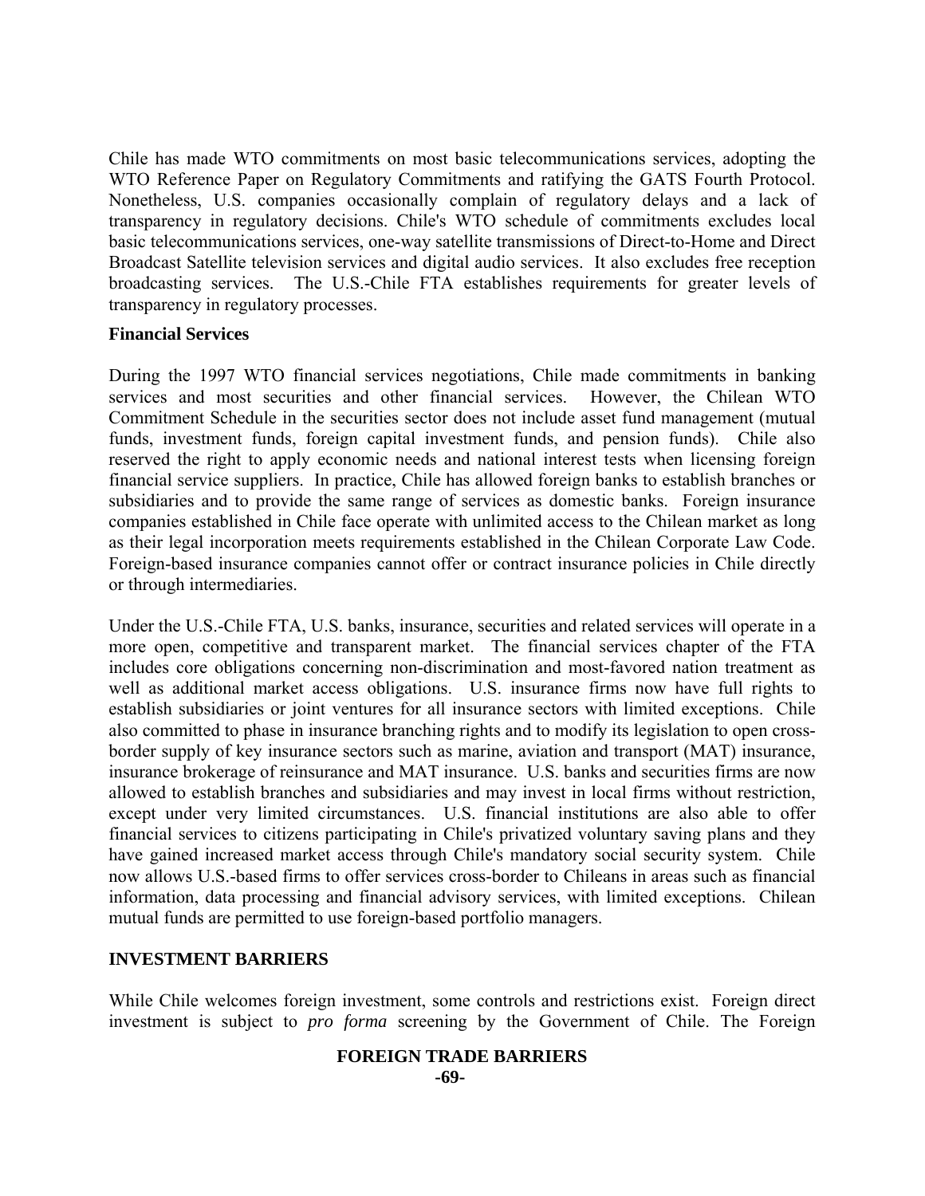Chile has made WTO commitments on most basic telecommunications services, adopting the WTO Reference Paper on Regulatory Commitments and ratifying the GATS Fourth Protocol. Nonetheless, U.S. companies occasionally complain of regulatory delays and a lack of transparency in regulatory decisions. Chile's WTO schedule of commitments excludes local basic telecommunications services, one-way satellite transmissions of Direct-to-Home and Direct Broadcast Satellite television services and digital audio services. It also excludes free reception broadcasting services. The U.S.-Chile FTA establishes requirements for greater levels of transparency in regulatory processes.

**Financial Services**

During the 1997 WTO financial services negotiations, Chile made commitments in banking services and most securities and other financial services. However, the Chilean WTO Commitment Schedule in the securities sector does not include asset fund management (mutual funds, investment funds, foreign capital investment funds, and pension funds). Chile also reserved the right to apply economic needs and national interest tests when licensing foreign financial service suppliers. In practice, Chile has allowed foreign banks to establish branches or subsidiaries and to provide the same range of services as domestic banks. Foreign insurance companies established in Chile face operate with unlimited access to the Chilean market as long as their legal incorporation meets requirements established in the Chilean Corporate Law Code. Foreign-based insurance companies cannot offer or contract insurance policies in Chile directly or through intermediaries.

Under the U.S.-Chile FTA, U.S. banks, insurance, securities and related services will operate in a more open, competitive and transparent market. The financial services chapter of the FTA includes core obligations concerning non-discrimination and most-favored nation treatment as well as additional market access obligations. U.S. insurance firms now have full rights to establish subsidiaries or joint ventures for all insurance sectors with limited exceptions. Chile also committed to phase in insurance branching rights and to modify its legislation to open cross-border supply of key insurance sectors such as marine, aviation and transport (MAT) insurance, insurance brokerage of reinsurance and MAT insurance. U.S. banks and securities firms are now allowed to establish branches and subsidiaries and may invest in local firms without restriction, except under very limited circumstances. U.S. financial institutions are also able to offer financial services to citizens participating in Chile's privatized voluntary saving plans and they have gained increased market access through Chile's mandatory social security system. Chile now allows U.S.-based firms to offer services cross-border to Chileans in areas such as financial information, data processing and financial advisory services, with limited exceptions. Chilean mutual funds are permitted to use foreign-based portfolio managers.

**INVESTMENT BARRIERS**

While Chile welcomes foreign investment, some controls and restrictions exist. Foreign direct investment is subject to *pro forma* screening by the Government of Chile. The Foreign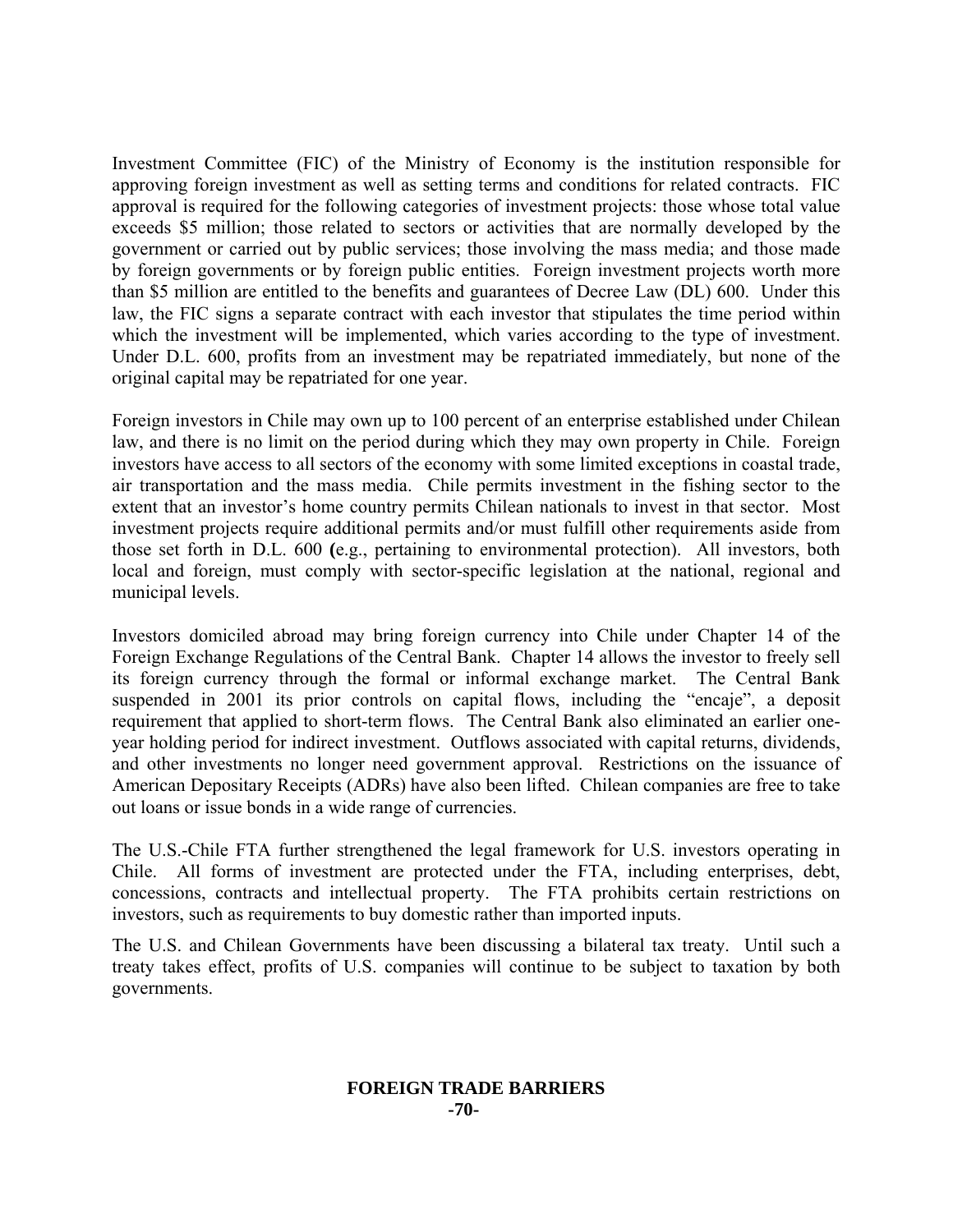Investment Committee (FIC) of the Ministry of Economy is the institution responsible for approving foreign investment as well as setting terms and conditions for related contracts. FIC approval is required for the following categories of investment projects: those whose total value exceeds $5 million; those related to sectors or activities that are normally developed by the government or carried out by public services; those involving the mass media; and those made by foreign governments or by foreign public entities. Foreign investment projects worth more than $5 million are entitled to the benefits and guarantees of Decree Law (DL) 600. Under this law, the FIC signs a separate contract with each investor that stipulates the time period within which the investment will be implemented, which varies according to the type of investment. Under D.L. 600, profits from an investment may be repatriated immediately, but none of the original capital may be repatriated for one year.

Foreign investors in Chile may own up to 100 percent of an enterprise established under Chilean law, and there is no limit on the period during which they may own property in Chile. Foreign investors have access to all sectors of the economy with some limited exceptions in coastal trade, air transportation and the mass media. Chile permits investment in the fishing sector to the extent that an investor's home country permits Chilean nationals to invest in that sector. Most investment projects require additional permits and/or must fulfill other requirements aside from those set forth in D.L. 600 (e.g., pertaining to environmental protection). All investors, both local and foreign, must comply with sector-specific legislation at the national, regional and municipal levels.

Investors domiciled abroad may bring foreign currency into Chile under Chapter 14 of the Foreign Exchange Regulations of the Central Bank. Chapter 14 allows the investor to freely sell its foreign currency through the formal or informal exchange market. The Central Bank suspended in 2001 its prior controls on capital flows, including the "encaje", a deposit requirement that applied to short-term flows. The Central Bank also eliminated an earlier one-year holding period for indirect investment. Outflows associated with capital returns, dividends, and other investments no longer need government approval. Restrictions on the issuance of American Depositary Receipts (ADRs) have also been lifted. Chilean companies are free to take out loans or issue bonds in a wide range of currencies.

The U.S.-Chile FTA further strengthened the legal framework for U.S. investors operating in Chile. All forms of investment are protected under the FTA, including enterprises, debt, concessions, contracts and intellectual property. The FTA prohibits certain restrictions on investors, such as requirements to buy domestic rather than imported inputs.

The U.S. and Chilean Governments have been discussing a bilateral tax treaty. Until such a treaty takes effect, profits of U.S. companies will continue to be subject to taxation by both governments.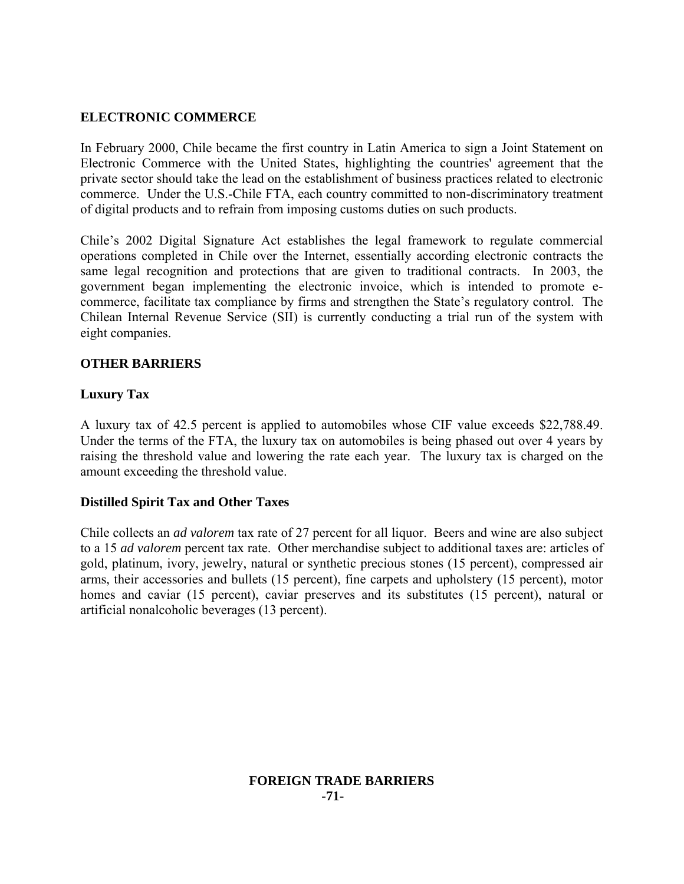## ELECTRONIC COMMERCE

In February 2000, Chile became the first country in Latin America to sign a Joint Statement on Electronic Commerce with the United States, highlighting the countries' agreement that the private sector should take the lead on the establishment of business practices related to electronic commerce. Under the U.S.-Chile FTA, each country committed to non-discriminatory treatment of digital products and to refrain from imposing customs duties on such products.

Chile's 2002 Digital Signature Act establishes the legal framework to regulate commercial operations completed in Chile over the Internet, essentially according electronic contracts the same legal recognition and protections that are given to traditional contracts. In 2003, the government began implementing the electronic invoice, which is intended to promote e-commerce, facilitate tax compliance by firms and strengthen the State's regulatory control. The Chilean Internal Revenue Service (SII) is currently conducting a trial run of the system with eight companies.

## OTHER BARRIERS

### Luxury Tax

A luxury tax of 42.5 percent is applied to automobiles whose CIF value exceeds $22,788.49. Under the terms of the FTA, the luxury tax on automobiles is being phased out over 4 years by raising the threshold value and lowering the rate each year. The luxury tax is charged on the amount exceeding the threshold value.

### Distilled Spirit Tax and Other Taxes

Chile collects an *ad valorem* tax rate of 27 percent for all liquor. Beers and wine are also subject to a 15 *ad valorem* percent tax rate. Other merchandise subject to additional taxes are: articles of gold, platinum, ivory, jewelry, natural or synthetic precious stones (15 percent), compressed air arms, their accessories and bullets (15 percent), fine carpets and upholstery (15 percent), motor homes and caviar (15 percent), caviar preserves and its substitutes (15 percent), natural or artificial nonalcoholic beverages (13 percent).